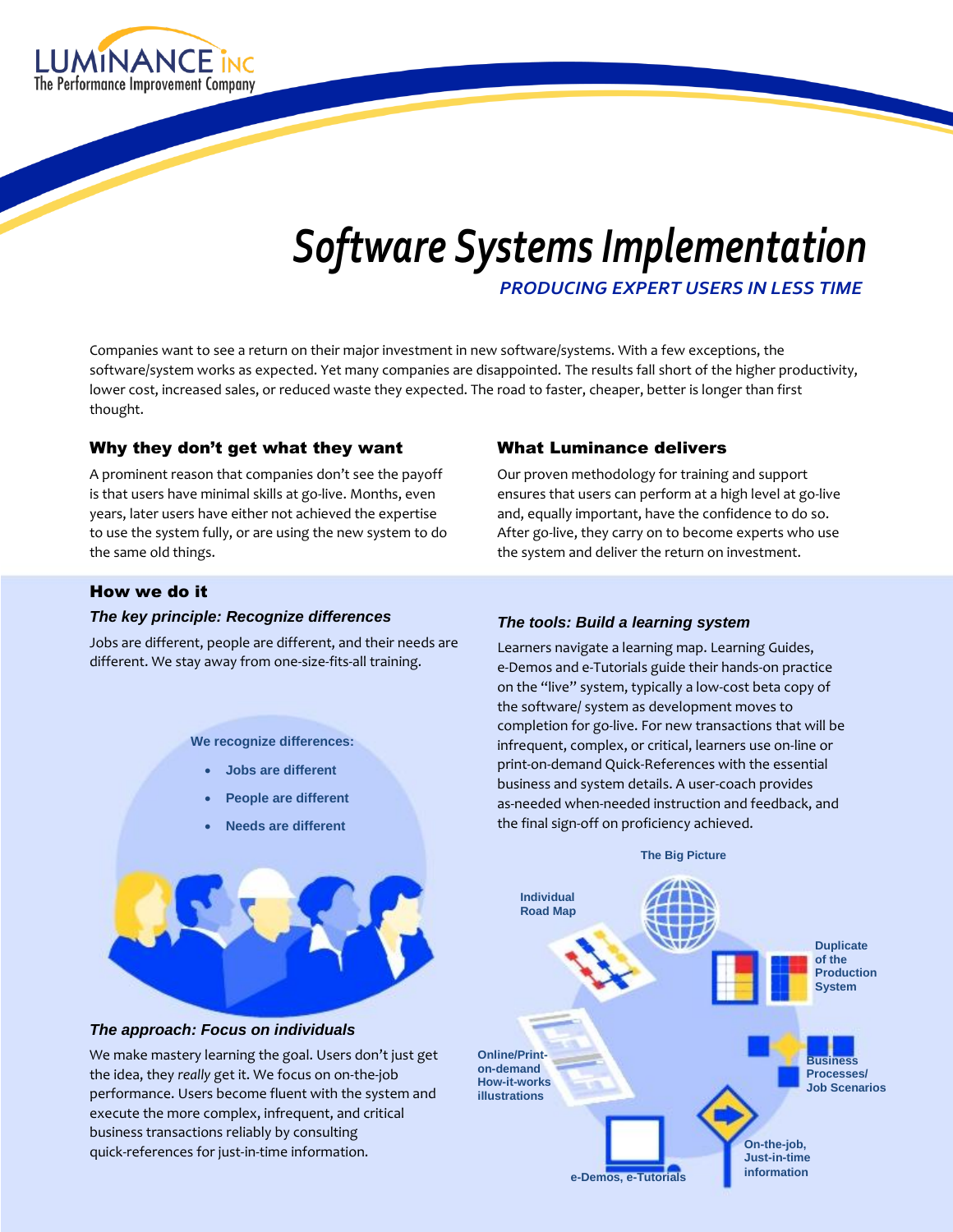LUMINANCE INC
The Performance Improvement Company

# Software Systems Implementation

***PRODUCING EXPERT USERS IN LESS TIME***

Companies want to see a return on their major investment in new software/systems. With a few exceptions, the software/system works as expected. Yet many companies are disappointed. The results fall short of the higher productivity, lower cost, increased sales, or reduced waste they expected. The road to faster, cheaper, better is longer than first thought.

## Why they don't get what they want

A prominent reason that companies don't see the payoff is that users have minimal skills at go-live. Months, even years, later users have either not achieved the expertise to use the system fully, or are using the new system to do the same old things.

## What Luminance delivers

Our proven methodology for training and support ensures that users can perform at a high level at go-live and, equally important, have the confidence to do so. After go-live, they carry on to become experts who use the system and deliver the return on investment.

## How we do it

### *The key principle: Recognize differences*

Jobs are different, people are different, and their needs are different. We stay away from one-size-fits-all training.

**We recognize differences:**

- **Jobs are different**
- **People are different**
- **Needs are different**

### *The approach: Focus on individuals*

We make mastery learning the goal. Users don't just get the idea, they *really* get it. We focus on on-the-job performance. Users become fluent with the system and execute the more complex, infrequent, and critical business transactions reliably by consulting quick-references for just-in-time information.

### *The tools: Build a learning system*

Learners navigate a learning map. Learning Guides, e-Demos and e-Tutorials guide their hands-on practice on the "live" system, typically a low-cost beta copy of the software/ system as development moves to completion for go-live. For new transactions that will be infrequent, complex, or critical, learners use on-line or print-on-demand Quick-References with the essential business and system details. A user-coach provides as-needed when-needed instruction and feedback, and the final sign-off on proficiency achieved.

**The Big Picture**

**Individual Road Map**

**Duplicate of the Production System**

**Business Processes/ Job Scenarios**

**On-the-job, Just-in-time information**

**e-Demos, e-Tutorials**

**Online/Print-on-demand How-it-works illustrations**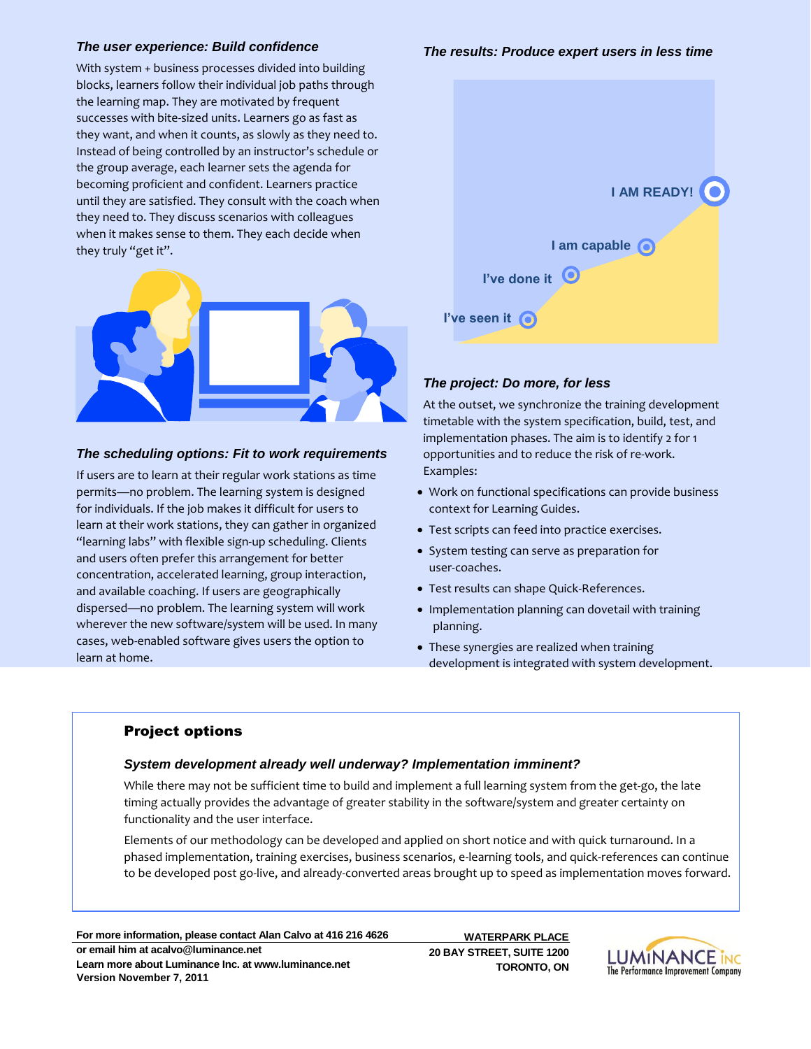### *The user experience: Build confidence*

With system + business processes divided into building blocks, learners follow their individual job paths through the learning map. They are motivated by frequent successes with bite-sized units. Learners go as fast as they want, and when it counts, as slowly as they need to. Instead of being controlled by an instructor's schedule or the group average, each learner sets the agenda for becoming proficient and confident. Learners practice until they are satisfied. They consult with the coach when they need to. They discuss scenarios with colleagues when it makes sense to them. They each decide when they truly "get it".

### *The scheduling options: Fit to work requirements*

If users are to learn at their regular work stations as time permits—no problem. The learning system is designed for individuals. If the job makes it difficult for users to learn at their work stations, they can gather in organized "learning labs" with flexible sign-up scheduling. Clients and users often prefer this arrangement for better concentration, accelerated learning, group interaction, and available coaching. If users are geographically dispersed—no problem. The learning system will work wherever the new software/system will be used. In many cases, web-enabled software gives users the option to learn at home.

### *The results: Produce expert users in less time*

I AM READY!

I am capable

I've done it

I've seen it

### *The project: Do more, for less*

At the outset, we synchronize the training development timetable with the system specification, build, test, and implementation phases. The aim is to identify 2 for 1 opportunities and to reduce the risk of re-work. Examples:

- Work on functional specifications can provide business context for Learning Guides.
- Test scripts can feed into practice exercises.
- System testing can serve as preparation for user-coaches.
- Test results can shape Quick-References.
- Implementation planning can dovetail with training planning.
- These synergies are realized when training development is integrated with system development.

## Project options

### *System development already well underway? Implementation imminent?*

While there may not be sufficient time to build and implement a full learning system from the get-go, the late timing actually provides the advantage of greater stability in the software/system and greater certainty on functionality and the user interface.

Elements of our methodology can be developed and applied on short notice and with quick turnaround. In a phased implementation, training exercises, business scenarios, e-learning tools, and quick-references can continue to be developed post go-live, and already-converted areas brought up to speed as implementation moves forward.

**For more information, please contact Alan Calvo at 416 216 4626**
**or email him at acalvo@luminance.net**
**Learn more about Luminance Inc. at www.luminance.net**
**Version November 7, 2011**

**WATERPARK PLACE**
**20 BAY STREET, SUITE 1200**
**TORONTO, ON**

LUMINANCE INC
The Performance Improvement Company